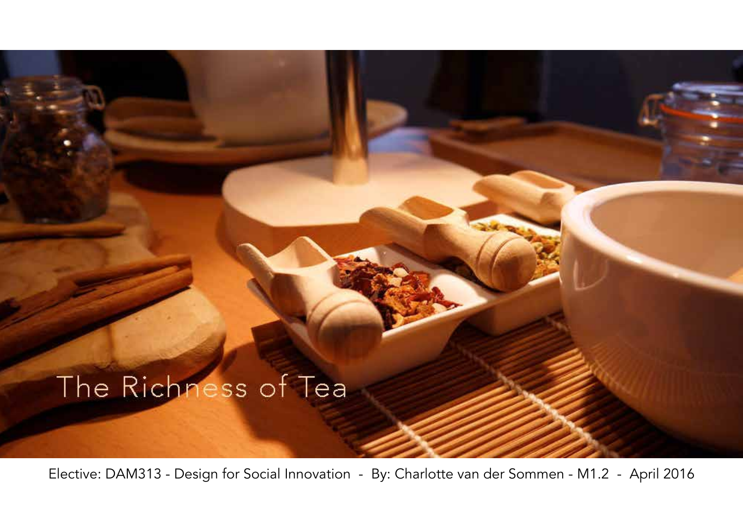# The Richness of Tea

Elective: DAM313 - Design for Social Innovation - By: Charlotte van der Sommen - M1.2 - April 2016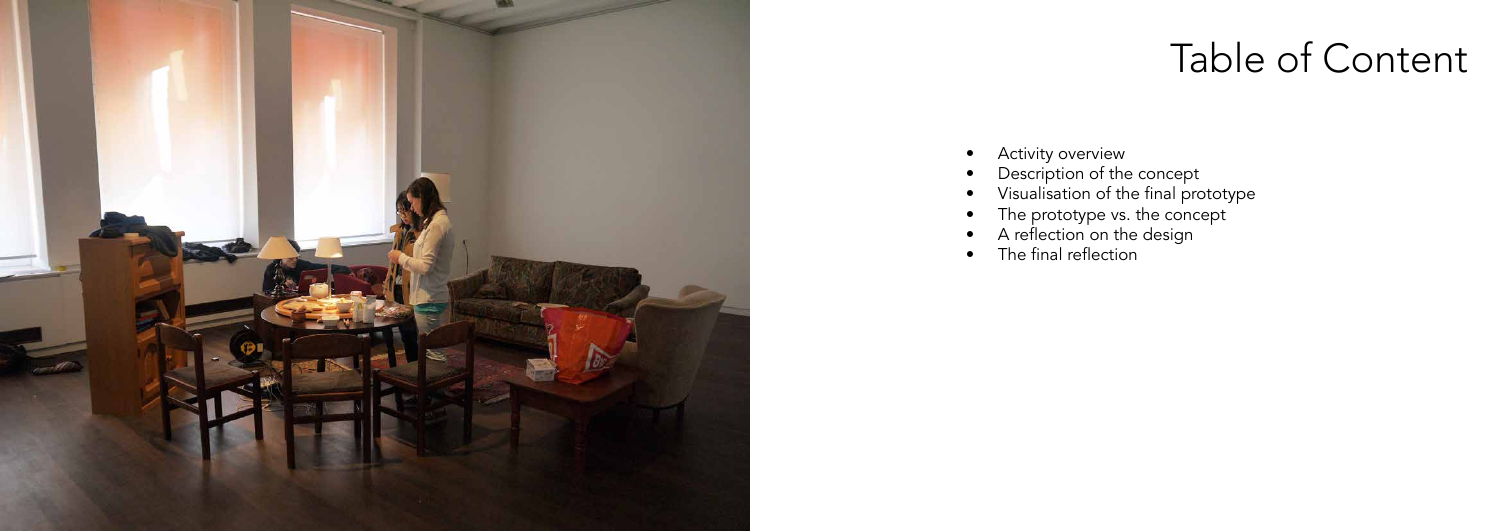# Table of Content

- Activity overview
- Description of the concept
- Visualisation of the final prototype
- The prototype vs. the concept
- A reflection on the design
- The final reflection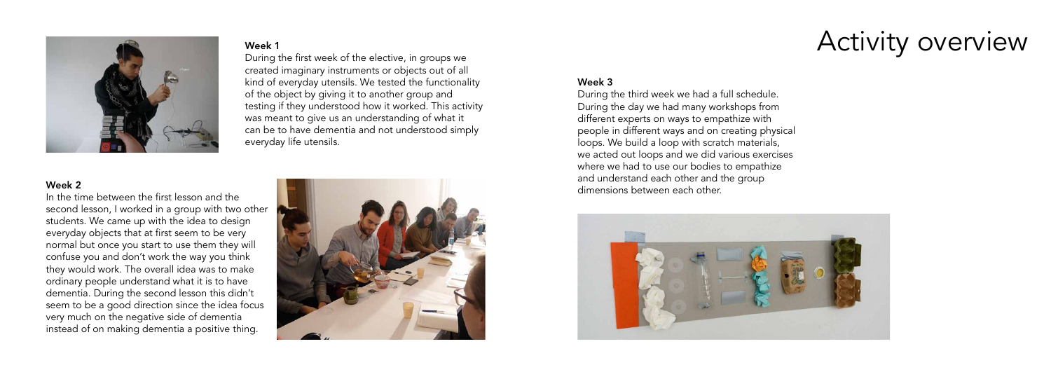# Activity overview

### Week 1

During the first week of the elective, in groups we created imaginary instruments or objects out of all kind of everyday utensils. We tested the functionality of the object by giving it to another group and testing if they understood how it worked. This activity was meant to give us an understanding of what it can be to have dementia and not understood simply everyday life utensils.

### Week 2

In the time between the first lesson and the second lesson, I worked in a group with two other students. We came up with the idea to design everyday objects that at first seem to be very normal but once you start to use them they will confuse you and don't work the way you think they would work. The overall idea was to make ordinary people understand what it is to have dementia. During the second lesson this didn't seem to be a good direction since the idea focus very much on the negative side of dementia instead of on making dementia a positive thing.

### Week 3

During the third week we had a full schedule. During the day we had many workshops from different experts on ways to empathize with people in different ways and on creating physical loops. We build a loop with scratch materials, we acted out loops and we did various exercises where we had to use our bodies to empathize and understand each other and the group dimensions between each other.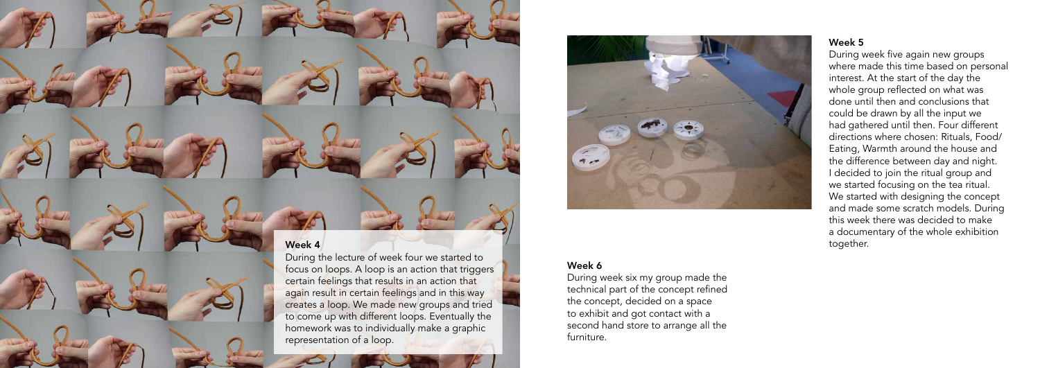### Week 4

During the lecture of week four we started to focus on loops. A loop is an action that triggers certain feelings that results in an action that again result in certain feelings and in this way creates a loop. We made new groups and tried to come up with different loops. Eventually the homework was to individually make a graphic representation of a loop.

### Week 6

During week six my group made the technical part of the concept refined the concept, decided on a space to exhibit and got contact with a second hand store to arrange all the furniture.

### Week 5

During week five again new groups where made this time based on personal interest. At the start of the day the whole group reflected on what was done until then and conclusions that could be drawn by all the input we had gathered until then. Four different directions where chosen: Rituals, Food/ Eating, Warmth around the house and the difference between day and night. I decided to join the ritual group and we started focusing on the tea ritual. We started with designing the concept and made some scratch models. During this week there was decided to make a documentary of the whole exhibition together.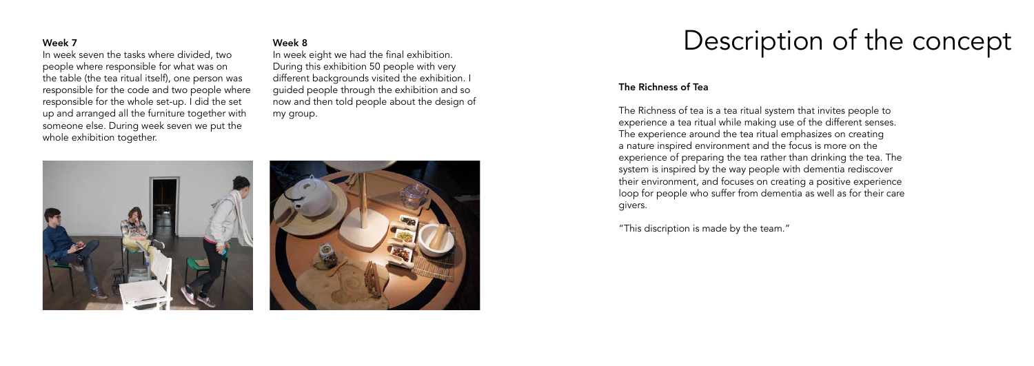### Week 7

In week seven the tasks where divided, two people where responsible for what was on the table (the tea ritual itself), one person was responsible for the code and two people where responsible for the whole set-up. I did the set up and arranged all the furniture together with someone else. During week seven we put the whole exhibition together.

### Week 8

In week eight we had the final exhibition. During this exhibition 50 people with very different backgrounds visited the exhibition. I guided people through the exhibition and so now and then told people about the design of my group.

# Description of the concept

### The Richness of Tea

The Richness of tea is a tea ritual system that invites people to experience a tea ritual while making use of the different senses. The experience around the tea ritual emphasizes on creating a nature inspired environment and the focus is more on the experience of preparing the tea rather than drinking the tea. The system is inspired by the way people with dementia rediscover their environment, and focuses on creating a positive experience loop for people who suffer from dementia as well as for their care givers.

"This discription is made by the team."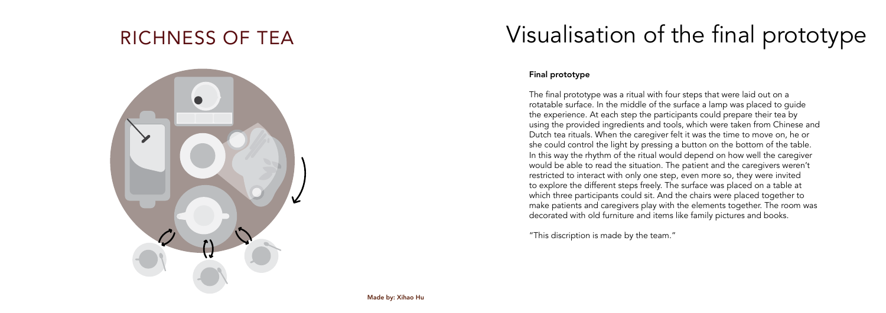# RICHNESS OF TEA

# Visualisation of the final prototype

**Final prototype**

The final prototype was a ritual with four steps that were laid out on a rotatable surface. In the middle of the surface a lamp was placed to guide the experience. At each step the participants could prepare their tea by using the provided ingredients and tools, which were taken from Chinese and Dutch tea rituals. When the caregiver felt it was the time to move on, he or she could control the light by pressing a button on the bottom of the table. In this way the rhythm of the ritual would depend on how well the caregiver would be able to read the situation. The patient and the caregivers weren't restricted to interact with only one step, even more so, they were invited to explore the different steps freely. The surface was placed on a table at which three participants could sit. And the chairs were placed together to make patients and caregivers play with the elements together. The room was decorated with old furniture and items like family pictures and books.

"This discription is made by the team."

**Made by: Xihao Hu**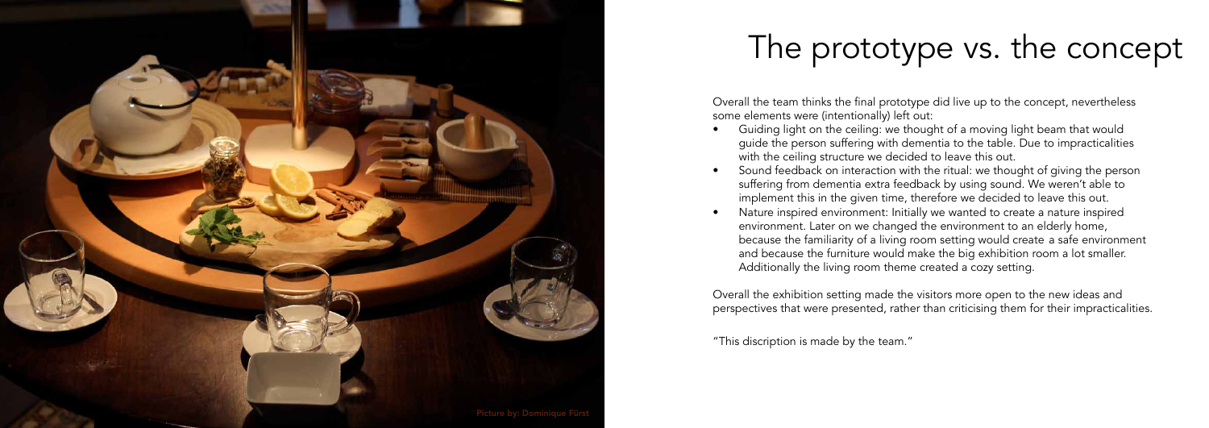# The prototype vs. the concept

Overall the team thinks the final prototype did live up to the concept, nevertheless some elements were (intentionally) left out:

- Guiding light on the ceiling: we thought of a moving light beam that would guide the person suffering with dementia to the table. Due to impracticalities with the ceiling structure we decided to leave this out.
- Sound feedback on interaction with the ritual: we thought of giving the person suffering from dementia extra feedback by using sound. We weren't able to implement this in the given time, therefore we decided to leave this out.
- Nature inspired environment: Initially we wanted to create a nature inspired environment. Later on we changed the environment to an elderly home, because the familiarity of a living room setting would create a safe environment and because the furniture would make the big exhibition room a lot smaller. Additionally the living room theme created a cozy setting.

Overall the exhibition setting made the visitors more open to the new ideas and perspectives that were presented, rather than criticising them for their impracticalities.

"This discription is made by the team."

Picture by: Dominique Fürst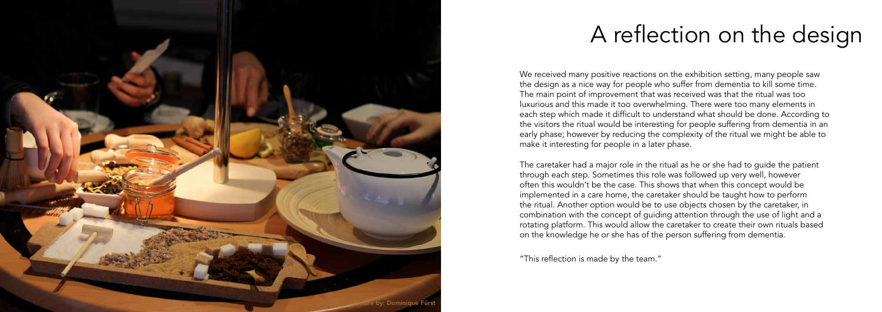# A reflection on the design

We received many positive reactions on the exhibition setting, many people saw the design as a nice way for people who suffer from dementia to kill some time. The main point of improvement that was received was that the ritual was too luxurious and this made it too overwhelming. There were too many elements in each step which made it difficult to understand what should be done. According to the visitors the ritual would be interesting for people suffering from dementia in an early phase; however by reducing the complexity of the ritual we might be able to make it interesting for people in a later phase.

The caretaker had a major role in the ritual as he or she had to guide the patient through each step. Sometimes this role was followed up very well, however often this wouldn't be the case. This shows that when this concept would be implemented in a care home, the caretaker should be taught how to perform the ritual. Another option would be to use objects chosen by the caretaker, in combination with the concept of guiding attention through the use of light and a rotating platform. This would allow the caretaker to create their own rituals based on the knowledge he or she has of the person suffering from dementia.

"This reflection is made by the team."

Picture by: Dominique Fürst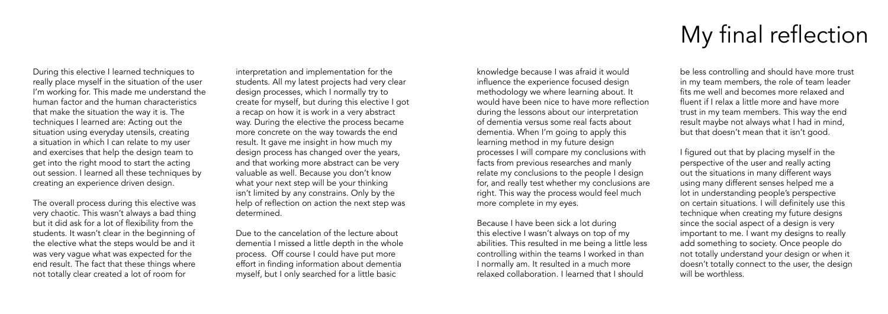# My final reflection

During this elective I learned techniques to really place myself in the situation of the user I'm working for. This made me understand the human factor and the human characteristics that make the situation the way it is. The techniques I learned are: Acting out the situation using everyday utensils, creating a situation in which I can relate to my user and exercises that help the design team to get into the right mood to start the acting out session. I learned all these techniques by creating an experience driven design.

The overall process during this elective was very chaotic. This wasn't always a bad thing but it did ask for a lot of flexibility from the students. It wasn't clear in the beginning of the elective what the steps would be and it was very vague what was expected for the end result. The fact that these things where not totally clear created a lot of room for interpretation and implementation for the students. All my latest projects had very clear design processes, which I normally try to create for myself, but during this elective I got a recap on how it is work in a very abstract way. During the elective the process became more concrete on the way towards the end result. It gave me insight in how much my design process has changed over the years, and that working more abstract can be very valuable as well. Because you don't know what your next step will be your thinking isn't limited by any constrains. Only by the help of reflection on action the next step was determined.

Due to the cancelation of the lecture about dementia I missed a little depth in the whole process. Off course I could have put more effort in finding information about dementia myself, but I only searched for a little basic knowledge because I was afraid it would influence the experience focused design methodology we where learning about. It would have been nice to have more reflection during the lessons about our interpretation of dementia versus some real facts about dementia. When I'm going to apply this learning method in my future design processes I will compare my conclusions with facts from previous researches and manly relate my conclusions to the people I design for, and really test whether my conclusions are right. This way the process would feel much more complete in my eyes.

Because I have been sick a lot during this elective I wasn't always on top of my abilities. This resulted in me being a little less controlling within the teams I worked in than I normally am. It resulted in a much more relaxed collaboration. I learned that I should be less controlling and should have more trust in my team members, the role of team leader fits me well and becomes more relaxed and fluent if I relax a little more and have more trust in my team members. This way the end result maybe not always what I had in mind, but that doesn't mean that it isn't good.

I figured out that by placing myself in the perspective of the user and really acting out the situations in many different ways using many different senses helped me a lot in understanding people's perspective on certain situations. I will definitely use this technique when creating my future designs since the social aspect of a design is very important to me. I want my designs to really add something to society. Once people do not totally understand your design or when it doesn't totally connect to the user, the design will be worthless.